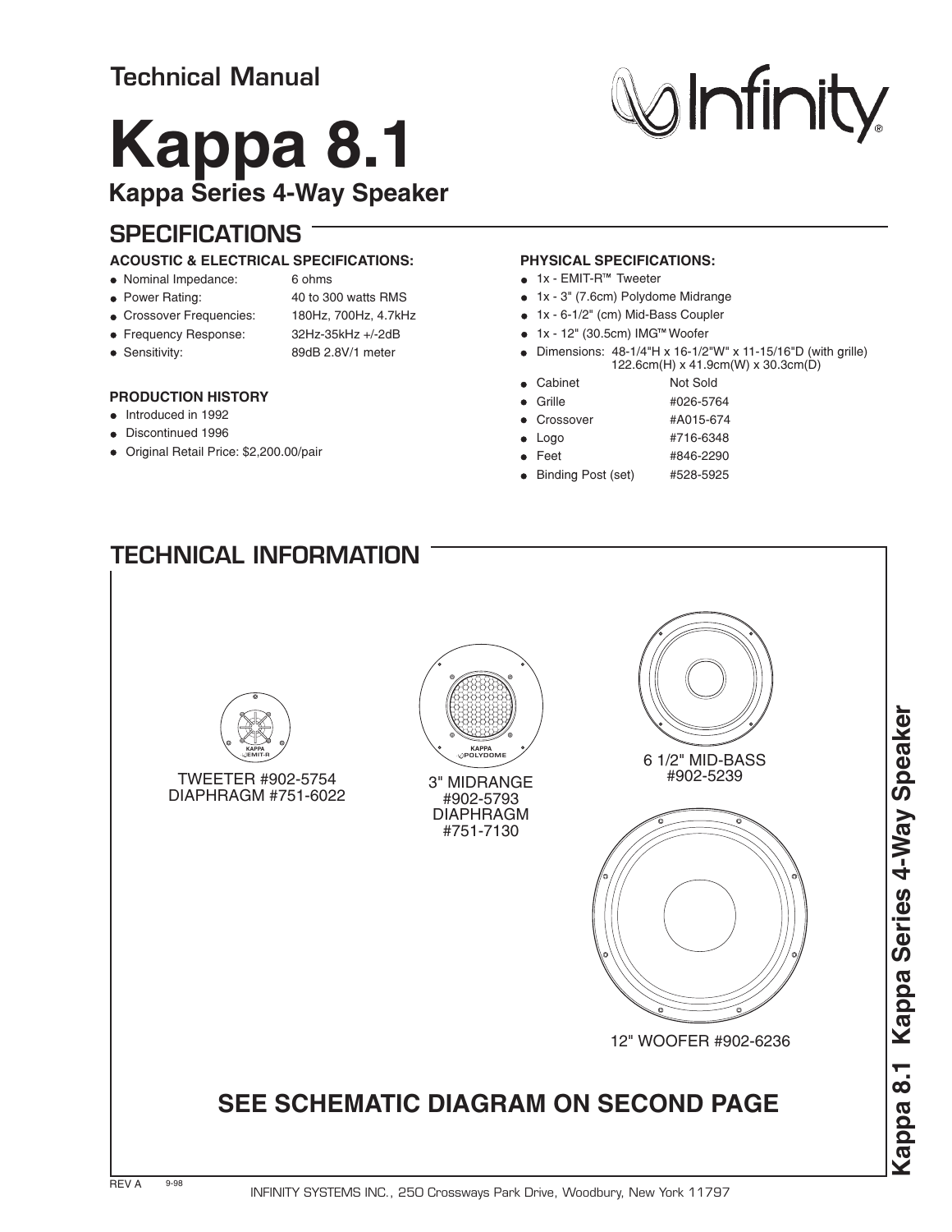Technical Manual

# Kappa 8.1

## Kappa Series 4-Way Speaker

Infinity®

## SPECIFICATIONS

### ACOUSTIC & ELECTRICAL SPECIFICATIONS:

- Nominal Impedance: 6 ohms
- Power Rating: 40 to 300 watts RMS
- Crossover Frequencies: 180Hz, 700Hz, 4.7kHz
- Frequency Response: 32Hz-35kHz +/-2dB
- Sensitivity: 89dB 2.8V/1 meter

### PRODUCTION HISTORY

- Introduced in 1992
- Discontinued 1996
- Original Retail Price: $2,200.00/pair

### PHYSICAL SPECIFICATIONS:

- 1x - EMIT-R™ Tweeter
- 1x - 3" (7.6cm) Polydome Midrange
- 1x - 6-1/2" (cm) Mid-Bass Coupler
- 1x - 12" (30.5cm) IMG™ Woofer
- Dimensions: 48-1/4"H x 16-1/2"W" x 11-15/16"D (with grille) 122.6cm(H) x 41.9cm(W) x 30.3cm(D)
- Cabinet: Not Sold
- Grille: #026-5764
- Crossover: #A015-674
- Logo: #716-6348
- Feet: #846-2290
- Binding Post (set): #528-5925

## TECHNICAL INFORMATION

KAPPA EMIT-R

TWEETER #902-5754
DIAPHRAGM #751-6022

KAPPA POLYDOME

3" MIDRANGE
#902-5793
DIAPHRAGM
#751-7130

6 1/2" MID-BASS
#902-5239

12" WOOFER #902-6236

## SEE SCHEMATIC DIAGRAM ON SECOND PAGE

REV A 9-98

INFINITY SYSTEMS INC., 250 Crossways Park Drive, Woodbury, New York 11797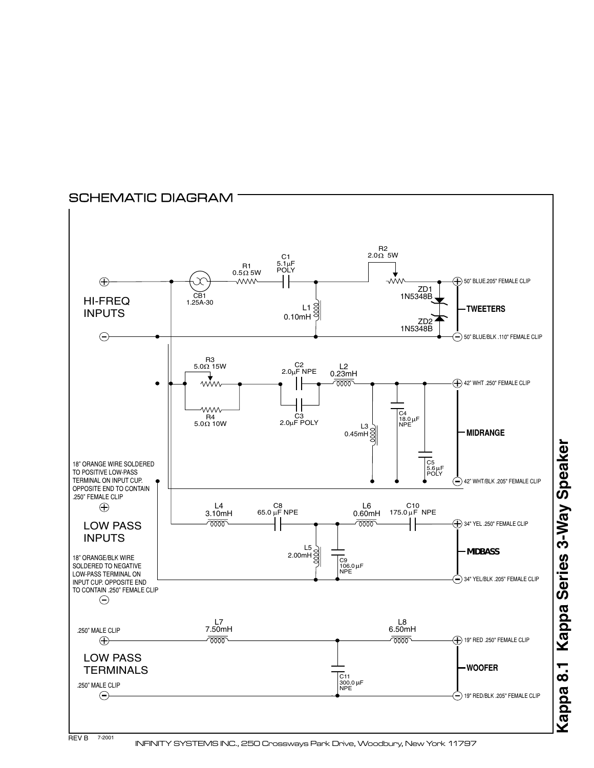# SCHEMATIC DIAGRAM

HI-FREQ INPUTS

CB1
1.25A-30

R1
0.5Ω 5W

C1
5.1μF
POLY

L1
0.10mH

R2
2.0Ω 5W

ZD1
1N5348B

ZD2
1N5348B

50" BLUE.205" FEMALE CLIP

TWEETERS

50" BLUE/BLK .110" FEMALE CLIP

R3
5.0Ω 15W

R4
5.0Ω 10W

C2
2.0μF NPE

C3
2.0μF POLY

L2
0.23mH

L3
0.45mH

C4
18.0μF
NPE

C5
5.6μF
POLY

42" WHT .250" FEMALE CLIP

MIDRANGE

42" WHT/BLK .205" FEMALE CLIP

18" ORANGE WIRE SOLDERED TO POSITIVE LOW-PASS TERMINAL ON INPUT CUP. OPPOSITE END TO CONTAIN .250" FEMALE CLIP

LOW PASS INPUTS

18" ORANGE/BLK WIRE SOLDERED TO NEGATIVE LOW-PASS TERMINAL ON INPUT CUP. OPPOSITE END TO CONTAIN .250" FEMALE CLIP

L4
3.10mH

C8
65.0 μF NPE

L5
2.00mH

C9
106.0μF
NPE

L6
0.60mH

C10
175.0 μF NPE

34" YEL .250" FEMALE CLIP

MIDBASS

34" YEL/BLK .205" FEMALE CLIP

.250" MALE CLIP

LOW PASS TERMINALS

.250" MALE CLIP

L7
7.50mH

C11
300.0 μF
NPE

L8
6.50mH

19" RED .250" FEMALE CLIP

WOOFER

19" RED/BLK .205" FEMALE CLIP

REV B 7-2001

INFINITY SYSTEMS INC., 250 Crossways Park Drive, Woodbury, New York 11797

**Kappa 8.1 Kappa Series 3-Way Speaker**